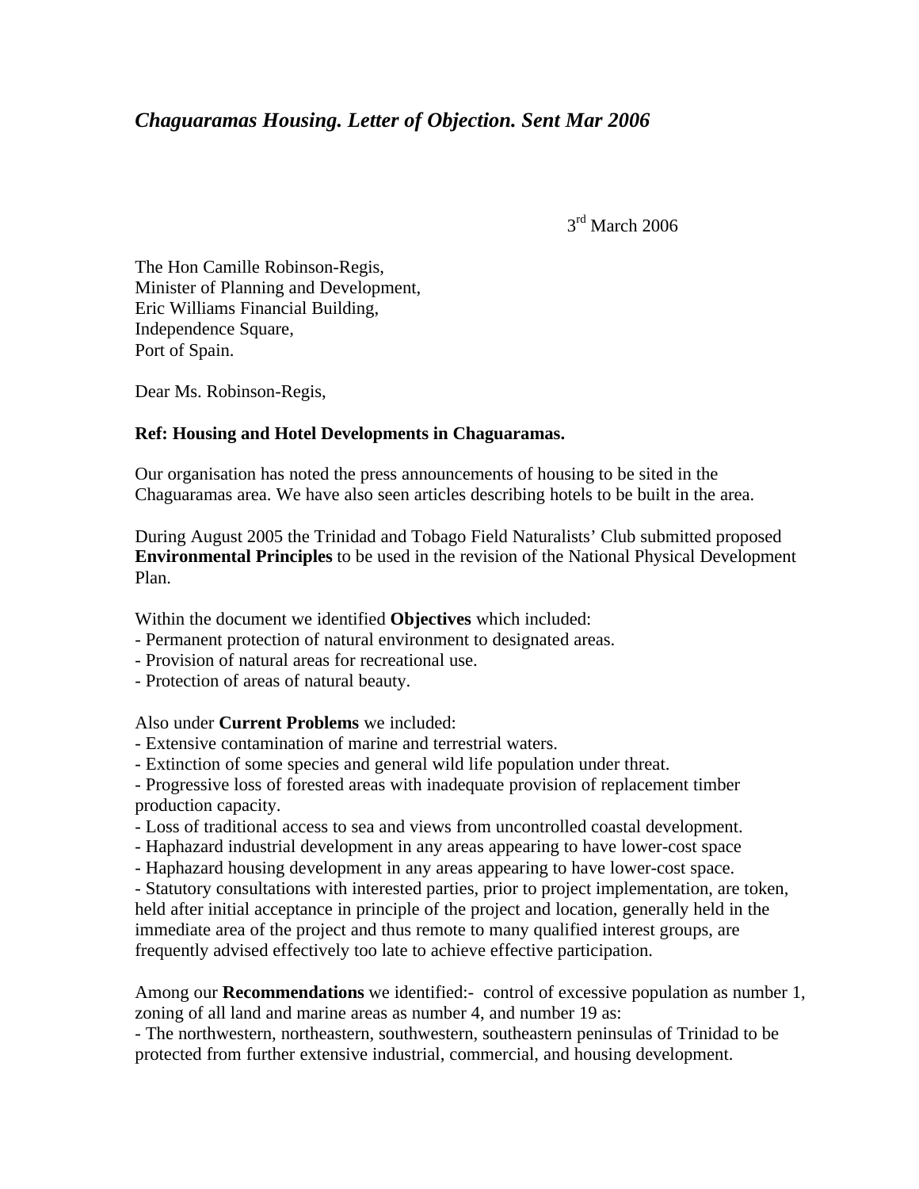*Chaguaramas Housing. Letter of Objection. Sent Mar 2006*

3rd March 2006

The Hon Camille Robinson-Regis,
Minister of Planning and Development,
Eric Williams Financial Building,
Independence Square,
Port of Spain.

Dear Ms. Robinson-Regis,

**Ref: Housing and Hotel Developments in Chaguaramas.**

Our organisation has noted the press announcements of housing to be sited in the Chaguaramas area. We have also seen articles describing hotels to be built in the area.

During August 2005 the Trinidad and Tobago Field Naturalists' Club submitted proposed **Environmental Principles** to be used in the revision of the National Physical Development Plan.

Within the document we identified **Objectives** which included:
- Permanent protection of natural environment to designated areas.
- Provision of natural areas for recreational use.
- Protection of areas of natural beauty.

Also under **Current Problems** we included:
- Extensive contamination of marine and terrestrial waters.
- Extinction of some species and general wild life population under threat.
- Progressive loss of forested areas with inadequate provision of replacement timber production capacity.
- Loss of traditional access to sea and views from uncontrolled coastal development.
- Haphazard industrial development in any areas appearing to have lower-cost space
- Haphazard housing development in any areas appearing to have lower-cost space.
- Statutory consultations with interested parties, prior to project implementation, are token, held after initial acceptance in principle of the project and location, generally held in the immediate area of the project and thus remote to many qualified interest groups, are frequently advised effectively too late to achieve effective participation.

Among our **Recommendations** we identified:- control of excessive population as number 1, zoning of all land and marine areas as number 4, and number 19 as:
- The northwestern, northeastern, southwestern, southeastern peninsulas of Trinidad to be protected from further extensive industrial, commercial, and housing development.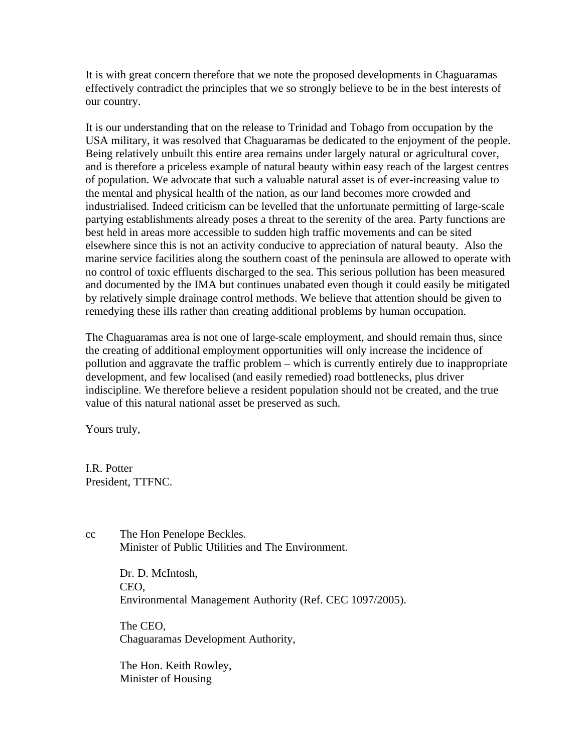It is with great concern therefore that we note the proposed developments in Chaguaramas effectively contradict the principles that we so strongly believe to be in the best interests of our country.

It is our understanding that on the release to Trinidad and Tobago from occupation by the USA military, it was resolved that Chaguaramas be dedicated to the enjoyment of the people. Being relatively unbuilt this entire area remains under largely natural or agricultural cover, and is therefore a priceless example of natural beauty within easy reach of the largest centres of population. We advocate that such a valuable natural asset is of ever-increasing value to the mental and physical health of the nation, as our land becomes more crowded and industrialised. Indeed criticism can be levelled that the unfortunate permitting of large-scale partying establishments already poses a threat to the serenity of the area. Party functions are best held in areas more accessible to sudden high traffic movements and can be sited elsewhere since this is not an activity conducive to appreciation of natural beauty. Also the marine service facilities along the southern coast of the peninsula are allowed to operate with no control of toxic effluents discharged to the sea. This serious pollution has been measured and documented by the IMA but continues unabated even though it could easily be mitigated by relatively simple drainage control methods. We believe that attention should be given to remedying these ills rather than creating additional problems by human occupation.

The Chaguaramas area is not one of large-scale employment, and should remain thus, since the creating of additional employment opportunities will only increase the incidence of pollution and aggravate the traffic problem – which is currently entirely due to inappropriate development, and few localised (and easily remedied) road bottlenecks, plus driver indiscipline. We therefore believe a resident population should not be created, and the true value of this natural national asset be preserved as such.

Yours truly,

I.R. Potter
President, TTFNC.

cc The Hon Penelope Beckles.
Minister of Public Utilities and The Environment.

Dr. D. McIntosh,
CEO,
Environmental Management Authority (Ref. CEC 1097/2005).

The CEO,
Chaguaramas Development Authority,

The Hon. Keith Rowley,
Minister of Housing